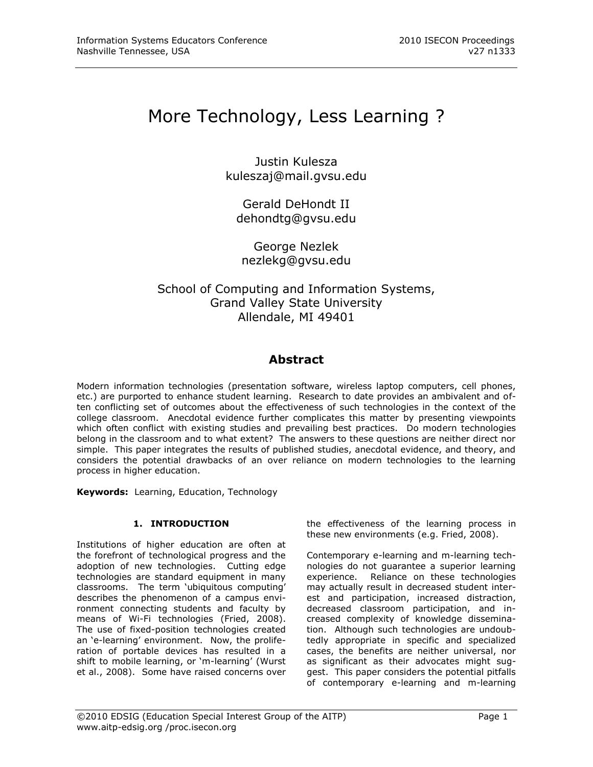# More Technology, Less Learning ?

Justin Kulesza
kuleszaj@mail.gvsu.edu

Gerald DeHondt II
dehondtg@gvsu.edu

George Nezlek
nezlekg@gvsu.edu

School of Computing and Information Systems,
Grand Valley State University
Allendale, MI 49401

## Abstract

Modern information technologies (presentation software, wireless laptop computers, cell phones, etc.) are purported to enhance student learning. Research to date provides an ambivalent and often conflicting set of outcomes about the effectiveness of such technologies in the context of the college classroom. Anecdotal evidence further complicates this matter by presenting viewpoints which often conflict with existing studies and prevailing best practices. Do modern technologies belong in the classroom and to what extent? The answers to these questions are neither direct nor simple. This paper integrates the results of published studies, anecdotal evidence, and theory, and considers the potential drawbacks of an over reliance on modern technologies to the learning process in higher education.

**Keywords:** Learning, Education, Technology

## 1. INTRODUCTION

Institutions of higher education are often at the forefront of technological progress and the adoption of new technologies. Cutting edge technologies are standard equipment in many classrooms. The term 'ubiquitous computing' describes the phenomenon of a campus environment connecting students and faculty by means of Wi-Fi technologies (Fried, 2008). The use of fixed-position technologies created an 'e-learning' environment. Now, the proliferation of portable devices has resulted in a shift to mobile learning, or 'm-learning' (Wurst et al., 2008). Some have raised concerns over the effectiveness of the learning process in these new environments (e.g. Fried, 2008).

Contemporary e-learning and m-learning technologies do not guarantee a superior learning experience. Reliance on these technologies may actually result in decreased student interest and participation, increased distraction, decreased classroom participation, and increased complexity of knowledge dissemination. Although such technologies are undoubtedly appropriate in specific and specialized cases, the benefits are neither universal, nor as significant as their advocates might suggest. This paper considers the potential pitfalls of contemporary e-learning and m-learning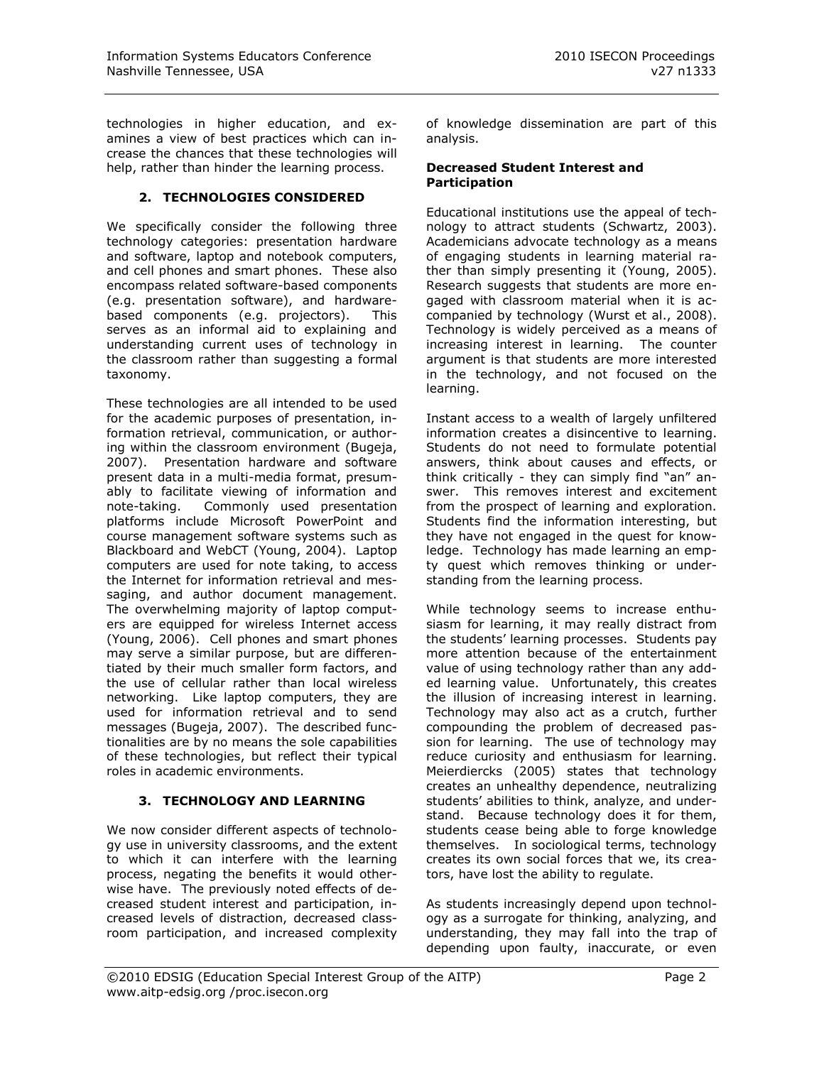technologies in higher education, and examines a view of best practices which can increase the chances that these technologies will help, rather than hinder the learning process.

## 2. TECHNOLOGIES CONSIDERED

We specifically consider the following three technology categories: presentation hardware and software, laptop and notebook computers, and cell phones and smart phones. These also encompass related software-based components (e.g. presentation software), and hardware-based components (e.g. projectors). This serves as an informal aid to explaining and understanding current uses of technology in the classroom rather than suggesting a formal taxonomy.

These technologies are all intended to be used for the academic purposes of presentation, information retrieval, communication, or authoring within the classroom environment (Bugeja, 2007). Presentation hardware and software present data in a multi-media format, presumably to facilitate viewing of information and note-taking. Commonly used presentation platforms include Microsoft PowerPoint and course management software systems such as Blackboard and WebCT (Young, 2004). Laptop computers are used for note taking, to access the Internet for information retrieval and messaging, and author document management. The overwhelming majority of laptop computers are equipped for wireless Internet access (Young, 2006). Cell phones and smart phones may serve a similar purpose, but are differentiated by their much smaller form factors, and the use of cellular rather than local wireless networking. Like laptop computers, they are used for information retrieval and to send messages (Bugeja, 2007). The described functionalities are by no means the sole capabilities of these technologies, but reflect their typical roles in academic environments.

## 3. TECHNOLOGY AND LEARNING

We now consider different aspects of technology use in university classrooms, and the extent to which it can interfere with the learning process, negating the benefits it would otherwise have. The previously noted effects of decreased student interest and participation, increased levels of distraction, decreased classroom participation, and increased complexity of knowledge dissemination are part of this analysis.

### Decreased Student Interest and Participation

Educational institutions use the appeal of technology to attract students (Schwartz, 2003). Academicians advocate technology as a means of engaging students in learning material rather than simply presenting it (Young, 2005). Research suggests that students are more engaged with classroom material when it is accompanied by technology (Wurst et al., 2008). Technology is widely perceived as a means of increasing interest in learning. The counter argument is that students are more interested in the technology, and not focused on the learning.

Instant access to a wealth of largely unfiltered information creates a disincentive to learning. Students do not need to formulate potential answers, think about causes and effects, or think critically - they can simply find "an" answer. This removes interest and excitement from the prospect of learning and exploration. Students find the information interesting, but they have not engaged in the quest for knowledge. Technology has made learning an empty quest which removes thinking or understanding from the learning process.

While technology seems to increase enthusiasm for learning, it may really distract from the students' learning processes. Students pay more attention because of the entertainment value of using technology rather than any added learning value. Unfortunately, this creates the illusion of increasing interest in learning. Technology may also act as a crutch, further compounding the problem of decreased passion for learning. The use of technology may reduce curiosity and enthusiasm for learning. Meierdiercks (2005) states that technology creates an unhealthy dependence, neutralizing students' abilities to think, analyze, and understand. Because technology does it for them, students cease being able to forge knowledge themselves. In sociological terms, technology creates its own social forces that we, its creators, have lost the ability to regulate.

As students increasingly depend upon technology as a surrogate for thinking, analyzing, and understanding, they may fall into the trap of depending upon faulty, inaccurate, or even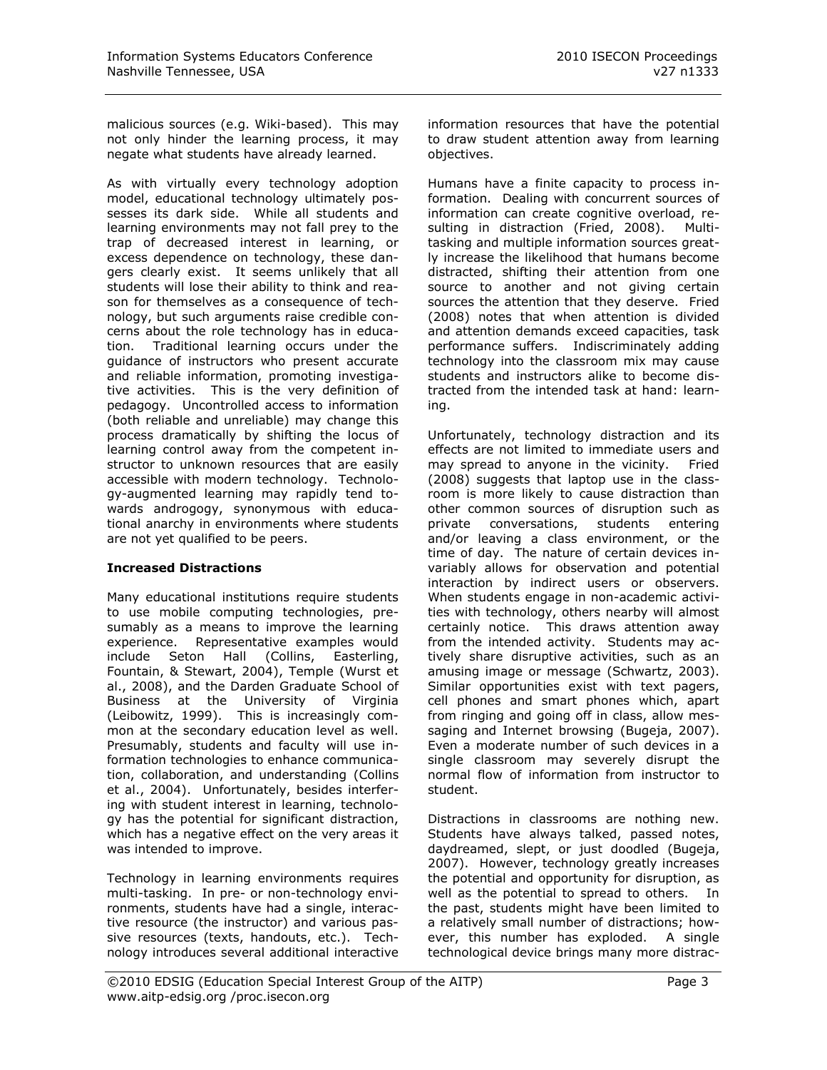malicious sources (e.g. Wiki-based). This may not only hinder the learning process, it may negate what students have already learned.

As with virtually every technology adoption model, educational technology ultimately possesses its dark side. While all students and learning environments may not fall prey to the trap of decreased interest in learning, or excess dependence on technology, these dangers clearly exist. It seems unlikely that all students will lose their ability to think and reason for themselves as a consequence of technology, but such arguments raise credible concerns about the role technology has in education. Traditional learning occurs under the guidance of instructors who present accurate and reliable information, promoting investigative activities. This is the very definition of pedagogy. Uncontrolled access to information (both reliable and unreliable) may change this process dramatically by shifting the locus of learning control away from the competent instructor to unknown resources that are easily accessible with modern technology. Technology-augmented learning may rapidly tend towards androgogy, synonymous with educational anarchy in environments where students are not yet qualified to be peers.

**Increased Distractions**

Many educational institutions require students to use mobile computing technologies, presumably as a means to improve the learning experience. Representative examples would include Seton Hall (Collins, Easterling, Fountain, & Stewart, 2004), Temple (Wurst et al., 2008), and the Darden Graduate School of Business at the University of Virginia (Leibowitz, 1999). This is increasingly common at the secondary education level as well. Presumably, students and faculty will use information technologies to enhance communication, collaboration, and understanding (Collins et al., 2004). Unfortunately, besides interfering with student interest in learning, technology has the potential for significant distraction, which has a negative effect on the very areas it was intended to improve.

Technology in learning environments requires multi-tasking. In pre- or non-technology environments, students have had a single, interactive resource (the instructor) and various passive resources (texts, handouts, etc.). Technology introduces several additional interactive information resources that have the potential to draw student attention away from learning objectives.

Humans have a finite capacity to process information. Dealing with concurrent sources of information can create cognitive overload, resulting in distraction (Fried, 2008). Multitasking and multiple information sources greatly increase the likelihood that humans become distracted, shifting their attention from one source to another and not giving certain sources the attention that they deserve. Fried (2008) notes that when attention is divided and attention demands exceed capacities, task performance suffers. Indiscriminately adding technology into the classroom mix may cause students and instructors alike to become distracted from the intended task at hand: learning.

Unfortunately, technology distraction and its effects are not limited to immediate users and may spread to anyone in the vicinity. Fried (2008) suggests that laptop use in the classroom is more likely to cause distraction than other common sources of disruption such as private conversations, students entering and/or leaving a class environment, or the time of day. The nature of certain devices invariably allows for observation and potential interaction by indirect users or observers. When students engage in non-academic activities with technology, others nearby will almost certainly notice. This draws attention away from the intended activity. Students may actively share disruptive activities, such as an amusing image or message (Schwartz, 2003). Similar opportunities exist with text pagers, cell phones and smart phones which, apart from ringing and going off in class, allow messaging and Internet browsing (Bugeja, 2007). Even a moderate number of such devices in a single classroom may severely disrupt the normal flow of information from instructor to student.

Distractions in classrooms are nothing new. Students have always talked, passed notes, daydreamed, slept, or just doodled (Bugeja, 2007). However, technology greatly increases the potential and opportunity for disruption, as well as the potential to spread to others. In the past, students might have been limited to a relatively small number of distractions; however, this number has exploded. A single technological device brings many more distrac-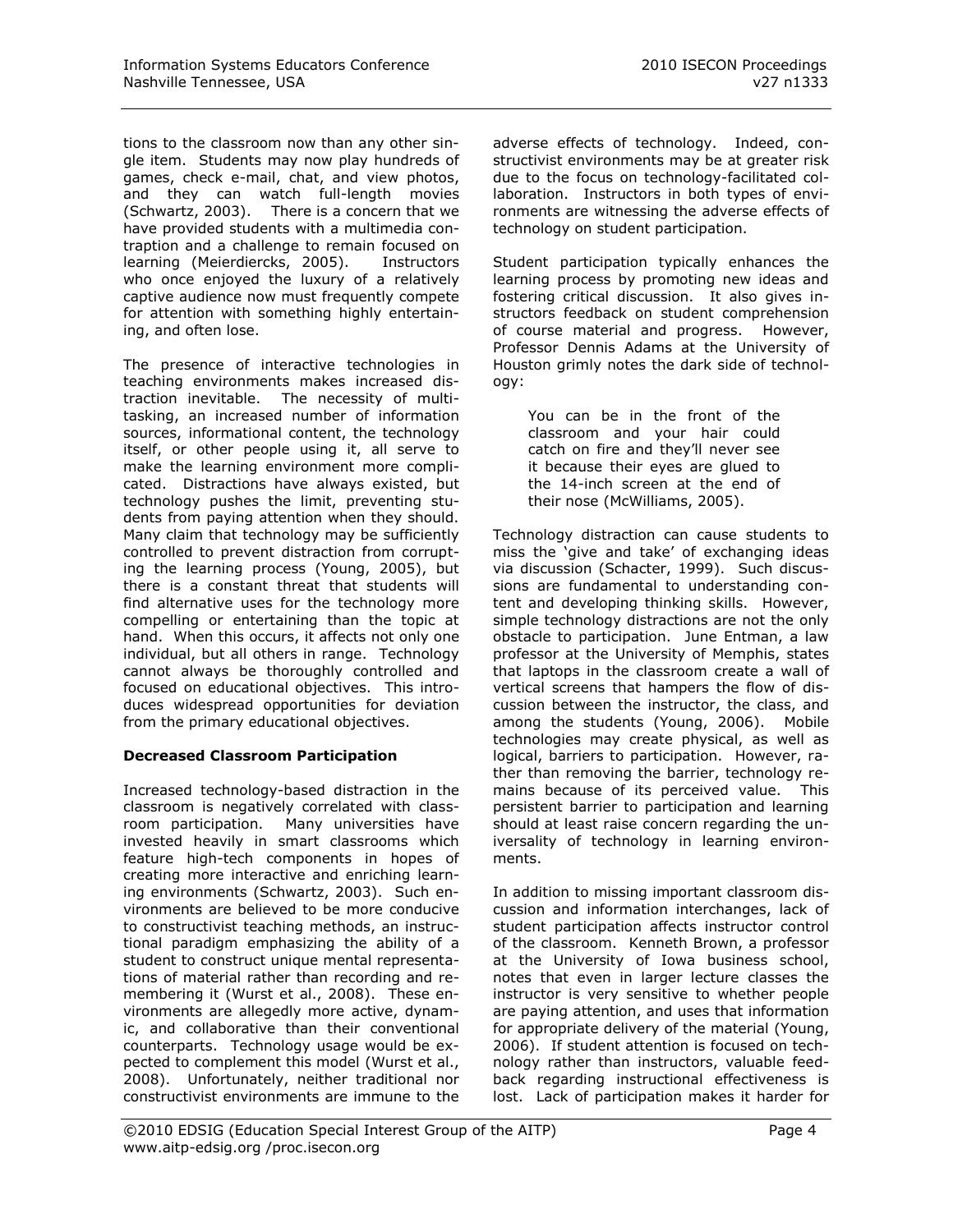tions to the classroom now than any other single item. Students may now play hundreds of games, check e-mail, chat, and view photos, and they can watch full-length movies (Schwartz, 2003). There is a concern that we have provided students with a multimedia contraption and a challenge to remain focused on learning (Meierdiercks, 2005). Instructors who once enjoyed the luxury of a relatively captive audience now must frequently compete for attention with something highly entertaining, and often lose.

The presence of interactive technologies in teaching environments makes increased distraction inevitable. The necessity of multitasking, an increased number of information sources, informational content, the technology itself, or other people using it, all serve to make the learning environment more complicated. Distractions have always existed, but technology pushes the limit, preventing students from paying attention when they should. Many claim that technology may be sufficiently controlled to prevent distraction from corrupting the learning process (Young, 2005), but there is a constant threat that students will find alternative uses for the technology more compelling or entertaining than the topic at hand. When this occurs, it affects not only one individual, but all others in range. Technology cannot always be thoroughly controlled and focused on educational objectives. This introduces widespread opportunities for deviation from the primary educational objectives.

**Decreased Classroom Participation**

Increased technology-based distraction in the classroom is negatively correlated with classroom participation. Many universities have invested heavily in smart classrooms which feature high-tech components in hopes of creating more interactive and enriching learning environments (Schwartz, 2003). Such environments are believed to be more conducive to constructivist teaching methods, an instructional paradigm emphasizing the ability of a student to construct unique mental representations of material rather than recording and remembering it (Wurst et al., 2008). These environments are allegedly more active, dynamic, and collaborative than their conventional counterparts. Technology usage would be expected to complement this model (Wurst et al., 2008). Unfortunately, neither traditional nor constructivist environments are immune to the adverse effects of technology. Indeed, constructivist environments may be at greater risk due to the focus on technology-facilitated collaboration. Instructors in both types of environments are witnessing the adverse effects of technology on student participation.

Student participation typically enhances the learning process by promoting new ideas and fostering critical discussion. It also gives instructors feedback on student comprehension of course material and progress. However, Professor Dennis Adams at the University of Houston grimly notes the dark side of technology:

> You can be in the front of the classroom and your hair could catch on fire and they'll never see it because their eyes are glued to the 14-inch screen at the end of their nose (McWilliams, 2005).

Technology distraction can cause students to miss the 'give and take' of exchanging ideas via discussion (Schacter, 1999). Such discussions are fundamental to understanding content and developing thinking skills. However, simple technology distractions are not the only obstacle to participation. June Entman, a law professor at the University of Memphis, states that laptops in the classroom create a wall of vertical screens that hampers the flow of discussion between the instructor, the class, and among the students (Young, 2006). Mobile technologies may create physical, as well as logical, barriers to participation. However, rather than removing the barrier, technology remains because of its perceived value. This persistent barrier to participation and learning should at least raise concern regarding the universality of technology in learning environments.

In addition to missing important classroom discussion and information interchanges, lack of student participation affects instructor control of the classroom. Kenneth Brown, a professor at the University of Iowa business school, notes that even in larger lecture classes the instructor is very sensitive to whether people are paying attention, and uses that information for appropriate delivery of the material (Young, 2006). If student attention is focused on technology rather than instructors, valuable feedback regarding instructional effectiveness is lost. Lack of participation makes it harder for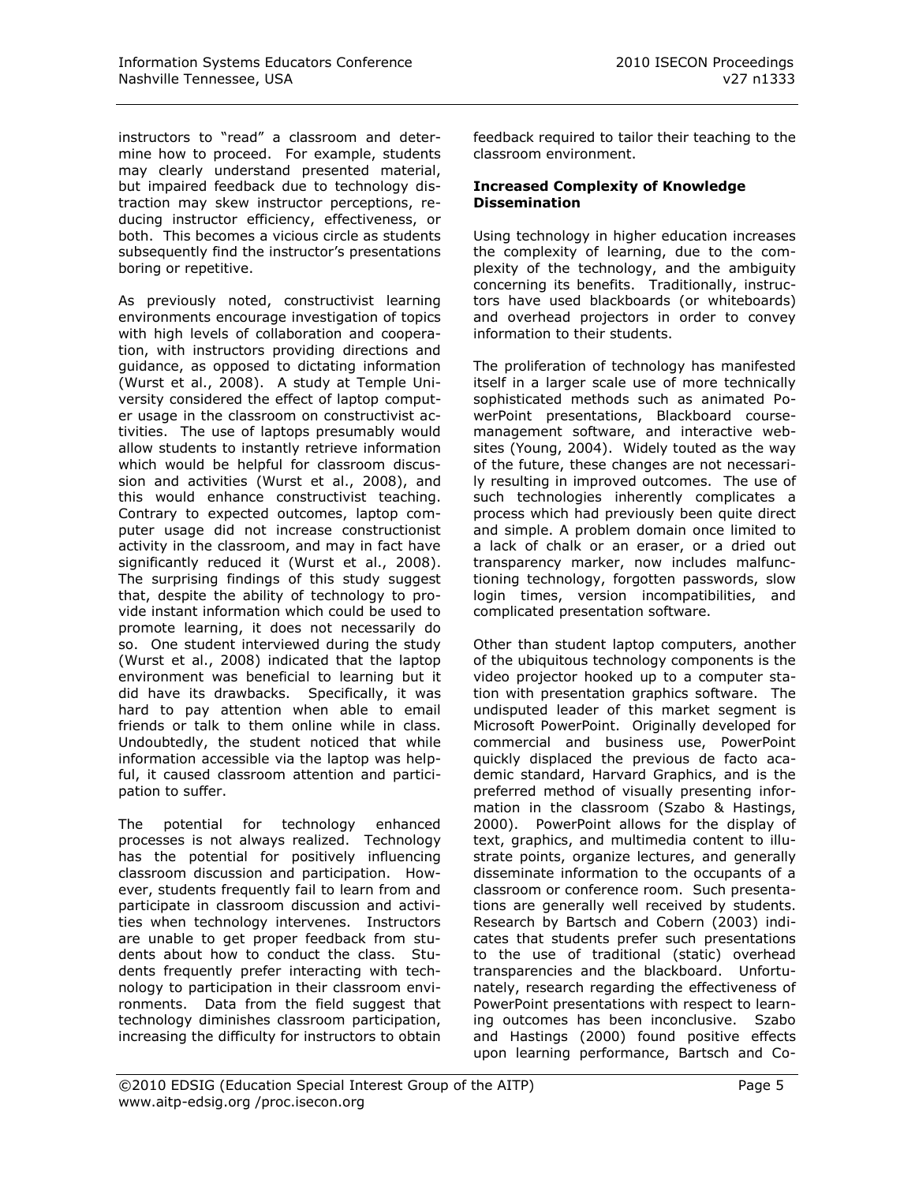instructors to "read" a classroom and determine how to proceed. For example, students may clearly understand presented material, but impaired feedback due to technology distraction may skew instructor perceptions, reducing instructor efficiency, effectiveness, or both. This becomes a vicious circle as students subsequently find the instructor's presentations boring or repetitive.

As previously noted, constructivist learning environments encourage investigation of topics with high levels of collaboration and cooperation, with instructors providing directions and guidance, as opposed to dictating information (Wurst et al., 2008). A study at Temple University considered the effect of laptop computer usage in the classroom on constructivist activities. The use of laptops presumably would allow students to instantly retrieve information which would be helpful for classroom discussion and activities (Wurst et al., 2008), and this would enhance constructivist teaching. Contrary to expected outcomes, laptop computer usage did not increase constructionist activity in the classroom, and may in fact have significantly reduced it (Wurst et al., 2008). The surprising findings of this study suggest that, despite the ability of technology to provide instant information which could be used to promote learning, it does not necessarily do so. One student interviewed during the study (Wurst et al., 2008) indicated that the laptop environment was beneficial to learning but it did have its drawbacks. Specifically, it was hard to pay attention when able to email friends or talk to them online while in class. Undoubtedly, the student noticed that while information accessible via the laptop was helpful, it caused classroom attention and participation to suffer.

The potential for technology enhanced processes is not always realized. Technology has the potential for positively influencing classroom discussion and participation. However, students frequently fail to learn from and participate in classroom discussion and activities when technology intervenes. Instructors are unable to get proper feedback from students about how to conduct the class. Students frequently prefer interacting with technology to participation in their classroom environments. Data from the field suggest that technology diminishes classroom participation, increasing the difficulty for instructors to obtain feedback required to tailor their teaching to the classroom environment.

**Increased Complexity of Knowledge Dissemination**

Using technology in higher education increases the complexity of learning, due to the complexity of the technology, and the ambiguity concerning its benefits. Traditionally, instructors have used blackboards (or whiteboards) and overhead projectors in order to convey information to their students.

The proliferation of technology has manifested itself in a larger scale use of more technically sophisticated methods such as animated PowerPoint presentations, Blackboard course-management software, and interactive websites (Young, 2004). Widely touted as the way of the future, these changes are not necessarily resulting in improved outcomes. The use of such technologies inherently complicates a process which had previously been quite direct and simple. A problem domain once limited to a lack of chalk or an eraser, or a dried out transparency marker, now includes malfunctioning technology, forgotten passwords, slow login times, version incompatibilities, and complicated presentation software.

Other than student laptop computers, another of the ubiquitous technology components is the video projector hooked up to a computer station with presentation graphics software. The undisputed leader of this market segment is Microsoft PowerPoint. Originally developed for commercial and business use, PowerPoint quickly displaced the previous de facto academic standard, Harvard Graphics, and is the preferred method of visually presenting information in the classroom (Szabo & Hastings, 2000). PowerPoint allows for the display of text, graphics, and multimedia content to illustrate points, organize lectures, and generally disseminate information to the occupants of a classroom or conference room. Such presentations are generally well received by students. Research by Bartsch and Cobern (2003) indicates that students prefer such presentations to the use of traditional (static) overhead transparencies and the blackboard. Unfortunately, research regarding the effectiveness of PowerPoint presentations with respect to learning outcomes has been inconclusive. Szabo and Hastings (2000) found positive effects upon learning performance, Bartsch and Co-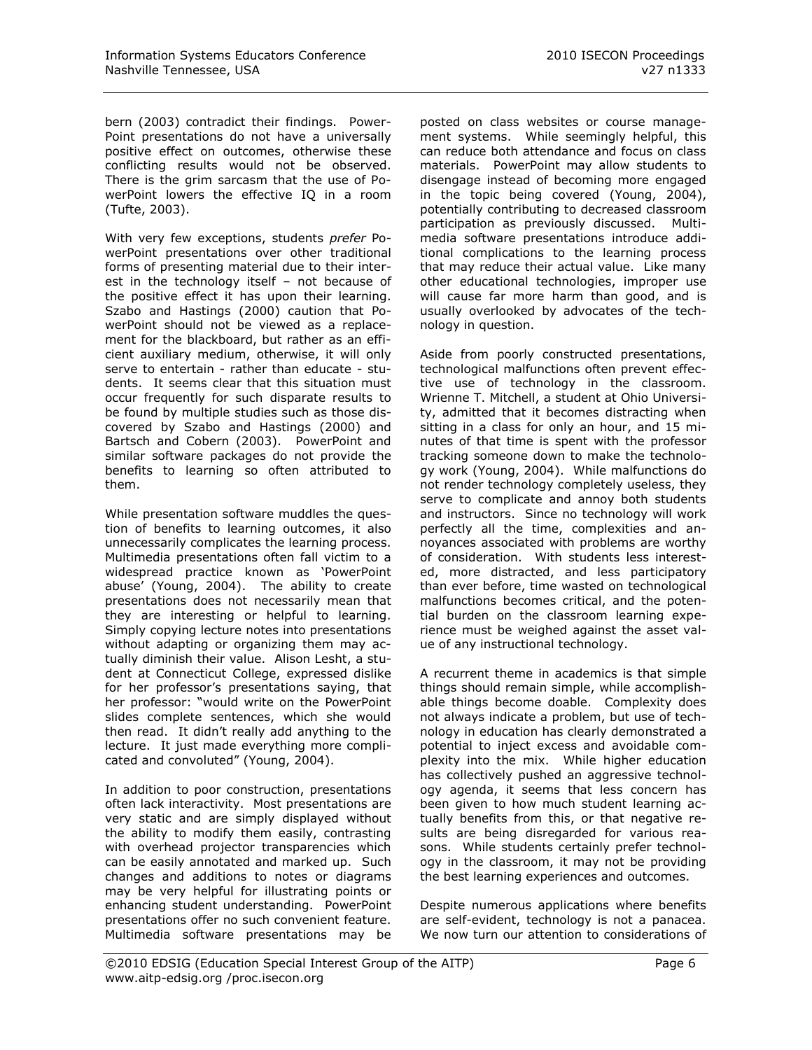bern (2003) contradict their findings. PowerPoint presentations do not have a universally positive effect on outcomes, otherwise these conflicting results would not be observed. There is the grim sarcasm that the use of PowerPoint lowers the effective IQ in a room (Tufte, 2003).

With very few exceptions, students *prefer* PowerPoint presentations over other traditional forms of presenting material due to their interest in the technology itself – not because of the positive effect it has upon their learning. Szabo and Hastings (2000) caution that PowerPoint should not be viewed as a replacement for the blackboard, but rather as an efficient auxiliary medium, otherwise, it will only serve to entertain - rather than educate - students. It seems clear that this situation must occur frequently for such disparate results to be found by multiple studies such as those discovered by Szabo and Hastings (2000) and Bartsch and Cobern (2003). PowerPoint and similar software packages do not provide the benefits to learning so often attributed to them.

While presentation software muddles the question of benefits to learning outcomes, it also unnecessarily complicates the learning process. Multimedia presentations often fall victim to a widespread practice known as 'PowerPoint abuse' (Young, 2004). The ability to create presentations does not necessarily mean that they are interesting or helpful to learning. Simply copying lecture notes into presentations without adapting or organizing them may actually diminish their value. Alison Lesht, a student at Connecticut College, expressed dislike for her professor's presentations saying, that her professor: "would write on the PowerPoint slides complete sentences, which she would then read. It didn't really add anything to the lecture. It just made everything more complicated and convoluted" (Young, 2004).

In addition to poor construction, presentations often lack interactivity. Most presentations are very static and are simply displayed without the ability to modify them easily, contrasting with overhead projector transparencies which can be easily annotated and marked up. Such changes and additions to notes or diagrams may be very helpful for illustrating points or enhancing student understanding. PowerPoint presentations offer no such convenient feature. Multimedia software presentations may be posted on class websites or course management systems. While seemingly helpful, this can reduce both attendance and focus on class materials. PowerPoint may allow students to disengage instead of becoming more engaged in the topic being covered (Young, 2004), potentially contributing to decreased classroom participation as previously discussed. Multimedia software presentations introduce additional complications to the learning process that may reduce their actual value. Like many other educational technologies, improper use will cause far more harm than good, and is usually overlooked by advocates of the technology in question.

Aside from poorly constructed presentations, technological malfunctions often prevent effective use of technology in the classroom. Wrienne T. Mitchell, a student at Ohio University, admitted that it becomes distracting when sitting in a class for only an hour, and 15 minutes of that time is spent with the professor tracking someone down to make the technology work (Young, 2004). While malfunctions do not render technology completely useless, they serve to complicate and annoy both students and instructors. Since no technology will work perfectly all the time, complexities and annoyances associated with problems are worthy of consideration. With students less interested, more distracted, and less participatory than ever before, time wasted on technological malfunctions becomes critical, and the potential burden on the classroom learning experience must be weighed against the asset value of any instructional technology.

A recurrent theme in academics is that simple things should remain simple, while accomplishable things become doable. Complexity does not always indicate a problem, but use of technology in education has clearly demonstrated a potential to inject excess and avoidable complexity into the mix. While higher education has collectively pushed an aggressive technology agenda, it seems that less concern has been given to how much student learning actually benefits from this, or that negative results are being disregarded for various reasons. While students certainly prefer technology in the classroom, it may not be providing the best learning experiences and outcomes.

Despite numerous applications where benefits are self-evident, technology is not a panacea. We now turn our attention to considerations of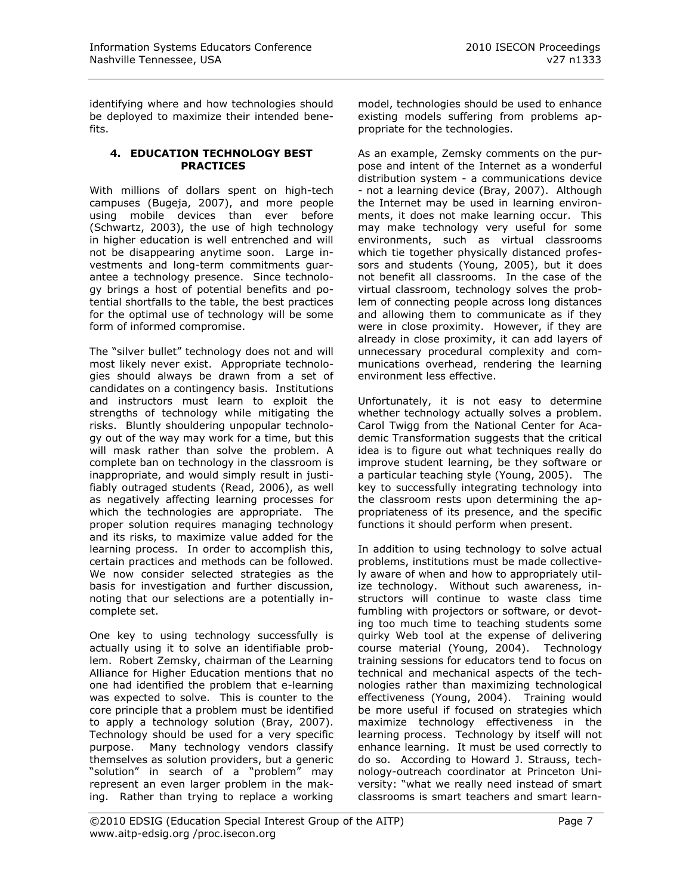identifying where and how technologies should be deployed to maximize their intended benefits.

## 4. EDUCATION TECHNOLOGY BEST PRACTICES

With millions of dollars spent on high-tech campuses (Bugeja, 2007), and more people using mobile devices than ever before (Schwartz, 2003), the use of high technology in higher education is well entrenched and will not be disappearing anytime soon. Large investments and long-term commitments guarantee a technology presence. Since technology brings a host of potential benefits and potential shortfalls to the table, the best practices for the optimal use of technology will be some form of informed compromise.

The "silver bullet" technology does not and will most likely never exist. Appropriate technologies should always be drawn from a set of candidates on a contingency basis. Institutions and instructors must learn to exploit the strengths of technology while mitigating the risks. Bluntly shouldering unpopular technology out of the way may work for a time, but this will mask rather than solve the problem. A complete ban on technology in the classroom is inappropriate, and would simply result in justifiably outraged students (Read, 2006), as well as negatively affecting learning processes for which the technologies are appropriate. The proper solution requires managing technology and its risks, to maximize value added for the learning process. In order to accomplish this, certain practices and methods can be followed. We now consider selected strategies as the basis for investigation and further discussion, noting that our selections are a potentially incomplete set.

One key to using technology successfully is actually using it to solve an identifiable problem. Robert Zemsky, chairman of the Learning Alliance for Higher Education mentions that no one had identified the problem that e-learning was expected to solve. This is counter to the core principle that a problem must be identified to apply a technology solution (Bray, 2007). Technology should be used for a very specific purpose. Many technology vendors classify themselves as solution providers, but a generic "solution" in search of a "problem" may represent an even larger problem in the making. Rather than trying to replace a working model, technologies should be used to enhance existing models suffering from problems appropriate for the technologies.

As an example, Zemsky comments on the purpose and intent of the Internet as a wonderful distribution system - a communications device - not a learning device (Bray, 2007). Although the Internet may be used in learning environments, it does not make learning occur. This may make technology very useful for some environments, such as virtual classrooms which tie together physically distanced professors and students (Young, 2005), but it does not benefit all classrooms. In the case of the virtual classroom, technology solves the problem of connecting people across long distances and allowing them to communicate as if they were in close proximity. However, if they are already in close proximity, it can add layers of unnecessary procedural complexity and communications overhead, rendering the learning environment less effective.

Unfortunately, it is not easy to determine whether technology actually solves a problem. Carol Twigg from the National Center for Academic Transformation suggests that the critical idea is to figure out what techniques really do improve student learning, be they software or a particular teaching style (Young, 2005). The key to successfully integrating technology into the classroom rests upon determining the appropriateness of its presence, and the specific functions it should perform when present.

In addition to using technology to solve actual problems, institutions must be made collectively aware of when and how to appropriately utilize technology. Without such awareness, instructors will continue to waste class time fumbling with projectors or software, or devoting too much time to teaching students some quirky Web tool at the expense of delivering course material (Young, 2004). Technology training sessions for educators tend to focus on technical and mechanical aspects of the technologies rather than maximizing technological effectiveness (Young, 2004). Training would be more useful if focused on strategies which maximize technology effectiveness in the learning process. Technology by itself will not enhance learning. It must be used correctly to do so. According to Howard J. Strauss, technology-outreach coordinator at Princeton University: "what we really need instead of smart classrooms is smart teachers and smart learn-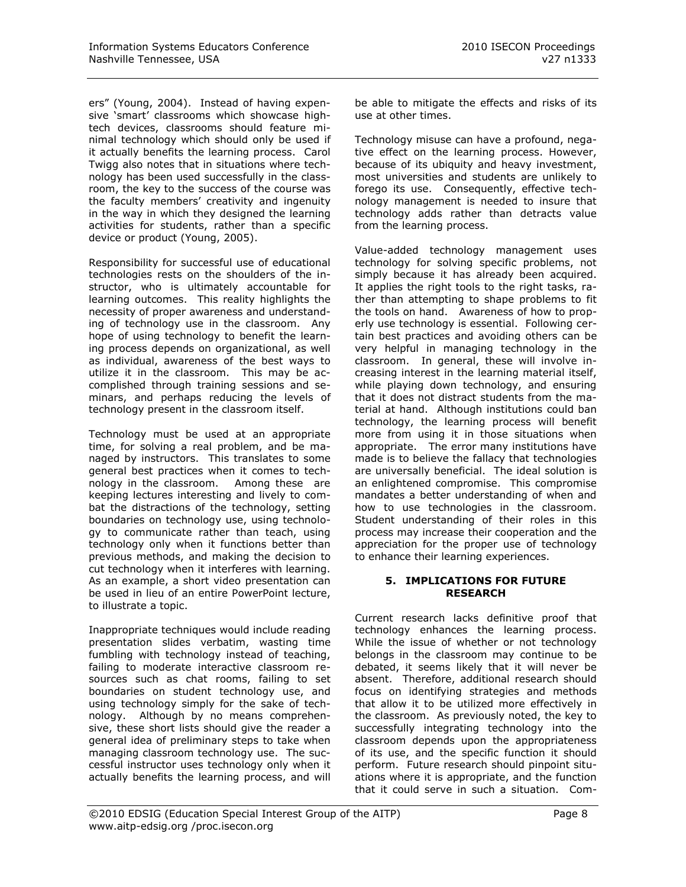ers" (Young, 2004). Instead of having expensive 'smart' classrooms which showcase high-tech devices, classrooms should feature minimal technology which should only be used if it actually benefits the learning process. Carol Twigg also notes that in situations where technology has been used successfully in the classroom, the key to the success of the course was the faculty members' creativity and ingenuity in the way in which they designed the learning activities for students, rather than a specific device or product (Young, 2005).

Responsibility for successful use of educational technologies rests on the shoulders of the instructor, who is ultimately accountable for learning outcomes. This reality highlights the necessity of proper awareness and understanding of technology use in the classroom. Any hope of using technology to benefit the learning process depends on organizational, as well as individual, awareness of the best ways to utilize it in the classroom. This may be accomplished through training sessions and seminars, and perhaps reducing the levels of technology present in the classroom itself.

Technology must be used at an appropriate time, for solving a real problem, and be managed by instructors. This translates to some general best practices when it comes to technology in the classroom. Among these are keeping lectures interesting and lively to combat the distractions of the technology, setting boundaries on technology use, using technology to communicate rather than teach, using technology only when it functions better than previous methods, and making the decision to cut technology when it interferes with learning. As an example, a short video presentation can be used in lieu of an entire PowerPoint lecture, to illustrate a topic.

Inappropriate techniques would include reading presentation slides verbatim, wasting time fumbling with technology instead of teaching, failing to moderate interactive classroom resources such as chat rooms, failing to set boundaries on student technology use, and using technology simply for the sake of technology. Although by no means comprehensive, these short lists should give the reader a general idea of preliminary steps to take when managing classroom technology use. The successful instructor uses technology only when it actually benefits the learning process, and will be able to mitigate the effects and risks of its use at other times.

Technology misuse can have a profound, negative effect on the learning process. However, because of its ubiquity and heavy investment, most universities and students are unlikely to forego its use. Consequently, effective technology management is needed to insure that technology adds rather than detracts value from the learning process.

Value-added technology management uses technology for solving specific problems, not simply because it has already been acquired. It applies the right tools to the right tasks, rather than attempting to shape problems to fit the tools on hand. Awareness of how to properly use technology is essential. Following certain best practices and avoiding others can be very helpful in managing technology in the classroom. In general, these will involve increasing interest in the learning material itself, while playing down technology, and ensuring that it does not distract students from the material at hand. Although institutions could ban technology, the learning process will benefit more from using it in those situations when appropriate. The error many institutions have made is to believe the fallacy that technologies are universally beneficial. The ideal solution is an enlightened compromise. This compromise mandates a better understanding of when and how to use technologies in the classroom. Student understanding of their roles in this process may increase their cooperation and the appreciation for the proper use of technology to enhance their learning experiences.

## 5. IMPLICATIONS FOR FUTURE RESEARCH

Current research lacks definitive proof that technology enhances the learning process. While the issue of whether or not technology belongs in the classroom may continue to be debated, it seems likely that it will never be absent. Therefore, additional research should focus on identifying strategies and methods that allow it to be utilized more effectively in the classroom. As previously noted, the key to successfully integrating technology into the classroom depends upon the appropriateness of its use, and the specific function it should perform. Future research should pinpoint situations where it is appropriate, and the function that it could serve in such a situation. Com-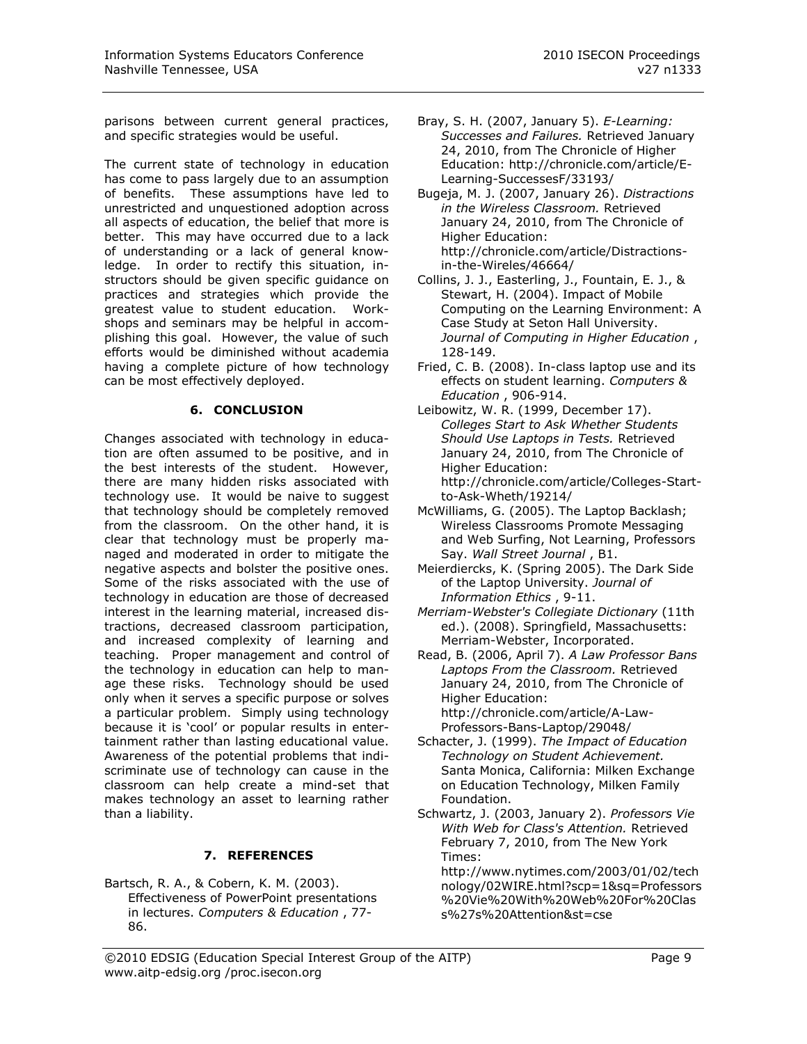parisons between current general practices, and specific strategies would be useful.

The current state of technology in education has come to pass largely due to an assumption of benefits. These assumptions have led to unrestricted and unquestioned adoption across all aspects of education, the belief that more is better. This may have occurred due to a lack of understanding or a lack of general knowledge. In order to rectify this situation, instructors should be given specific guidance on practices and strategies which provide the greatest value to student education. Workshops and seminars may be helpful in accomplishing this goal. However, the value of such efforts would be diminished without academia having a complete picture of how technology can be most effectively deployed.

## 6. CONCLUSION

Changes associated with technology in education are often assumed to be positive, and in the best interests of the student. However, there are many hidden risks associated with technology use. It would be naive to suggest that technology should be completely removed from the classroom. On the other hand, it is clear that technology must be properly managed and moderated in order to mitigate the negative aspects and bolster the positive ones. Some of the risks associated with the use of technology in education are those of decreased interest in the learning material, increased distractions, decreased classroom participation, and increased complexity of learning and teaching. Proper management and control of the technology in education can help to manage these risks. Technology should be used only when it serves a specific purpose or solves a particular problem. Simply using technology because it is 'cool' or popular results in entertainment rather than lasting educational value. Awareness of the potential problems that indiscriminate use of technology can cause in the classroom can help create a mind-set that makes technology an asset to learning rather than a liability.

## 7. REFERENCES

Bartsch, R. A., & Cobern, K. M. (2003). Effectiveness of PowerPoint presentations in lectures. *Computers & Education* , 77-86.

Bray, S. H. (2007, January 5). *E-Learning: Successes and Failures.* Retrieved January 24, 2010, from The Chronicle of Higher Education: http://chronicle.com/article/E-Learning-SuccessesF/33193/

Bugeja, M. J. (2007, January 26). *Distractions in the Wireless Classroom.* Retrieved January 24, 2010, from The Chronicle of Higher Education: http://chronicle.com/article/Distractions-in-the-Wireles/46664/

Collins, J. J., Easterling, J., Fountain, E. J., & Stewart, H. (2004). Impact of Mobile Computing on the Learning Environment: A Case Study at Seton Hall University. *Journal of Computing in Higher Education* , 128-149.

Fried, C. B. (2008). In-class laptop use and its effects on student learning. *Computers & Education* , 906-914.

Leibowitz, W. R. (1999, December 17). *Colleges Start to Ask Whether Students Should Use Laptops in Tests.* Retrieved January 24, 2010, from The Chronicle of Higher Education: http://chronicle.com/article/Colleges-Start-to-Ask-Wheth/19214/

McWilliams, G. (2005). The Laptop Backlash; Wireless Classrooms Promote Messaging and Web Surfing, Not Learning, Professors Say. *Wall Street Journal* , B1.

Meierdiercks, K. (Spring 2005). The Dark Side of the Laptop University. *Journal of Information Ethics* , 9-11.

*Merriam-Webster's Collegiate Dictionary* (11th ed.). (2008). Springfield, Massachusetts: Merriam-Webster, Incorporated.

Read, B. (2006, April 7). *A Law Professor Bans Laptops From the Classroom.* Retrieved January 24, 2010, from The Chronicle of Higher Education: http://chronicle.com/article/A-Law-Professors-Bans-Laptop/29048/

Schacter, J. (1999). *The Impact of Education Technology on Student Achievement.* Santa Monica, California: Milken Exchange on Education Technology, Milken Family Foundation.

Schwartz, J. (2003, January 2). *Professors Vie With Web for Class's Attention.* Retrieved February 7, 2010, from The New York Times: http://www.nytimes.com/2003/01/02/technology/02WIRE.html?scp=1&sq=Professors%20Vie%20With%20Web%20For%20Class%27s%20Attention&st=cse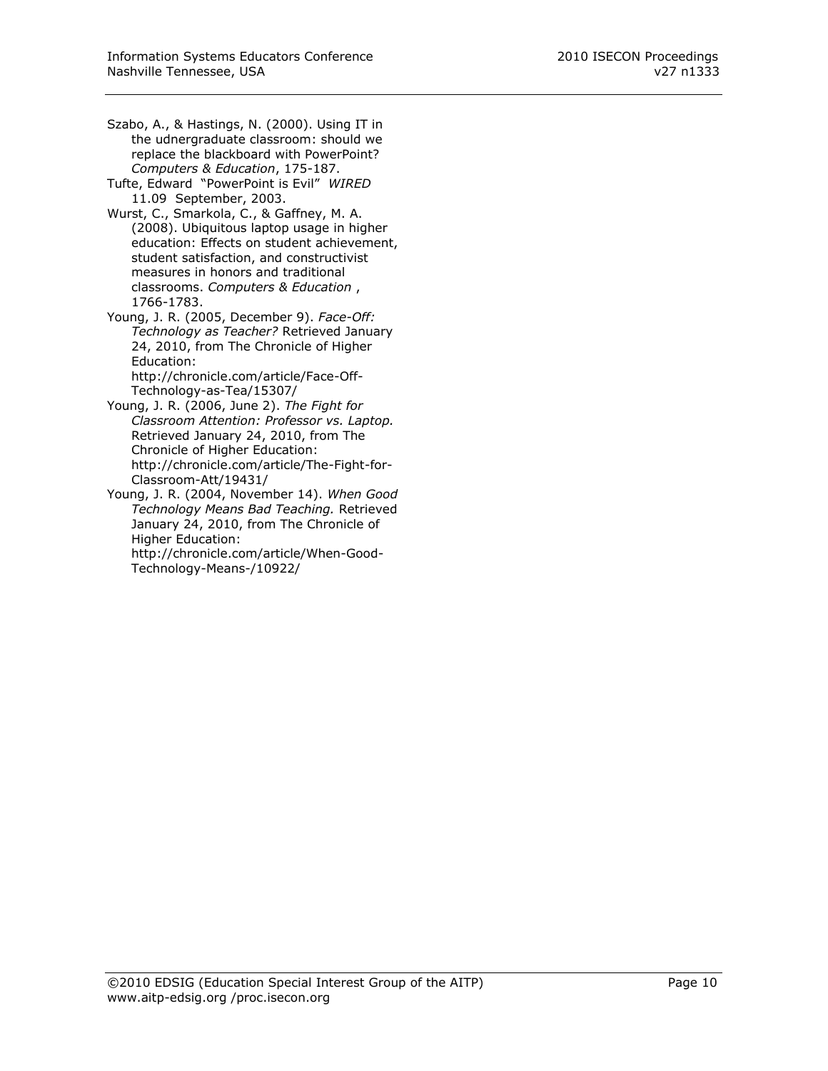Szabo, A., & Hastings, N. (2000). Using IT in the udnergraduate classroom: should we replace the blackboard with PowerPoint? *Computers & Education*, 175-187.

Tufte, Edward "PowerPoint is Evil" *WIRED* 11.09 September, 2003.

Wurst, C., Smarkola, C., & Gaffney, M. A. (2008). Ubiquitous laptop usage in higher education: Effects on student achievement, student satisfaction, and constructivist measures in honors and traditional classrooms. *Computers & Education* , 1766-1783.

Young, J. R. (2005, December 9). *Face-Off: Technology as Teacher?* Retrieved January 24, 2010, from The Chronicle of Higher Education: http://chronicle.com/article/Face-Off-Technology-as-Tea/15307/

Young, J. R. (2006, June 2). *The Fight for Classroom Attention: Professor vs. Laptop.* Retrieved January 24, 2010, from The Chronicle of Higher Education: http://chronicle.com/article/The-Fight-for-Classroom-Att/19431/

Young, J. R. (2004, November 14). *When Good Technology Means Bad Teaching.* Retrieved January 24, 2010, from The Chronicle of Higher Education: http://chronicle.com/article/When-Good-Technology-Means-/10922/